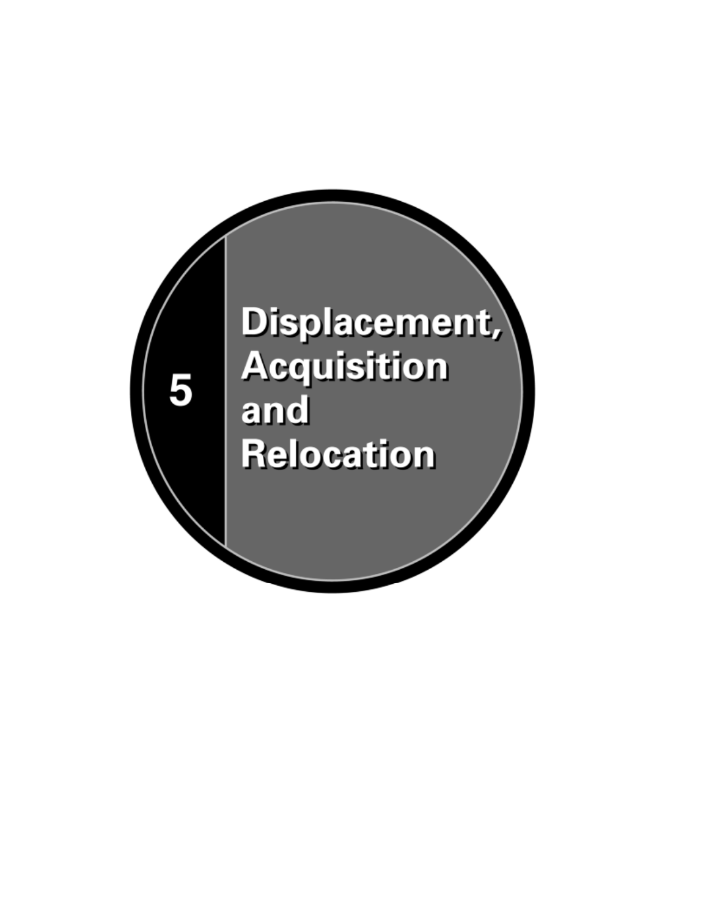# 5 Displacement, Acquisition and Relocation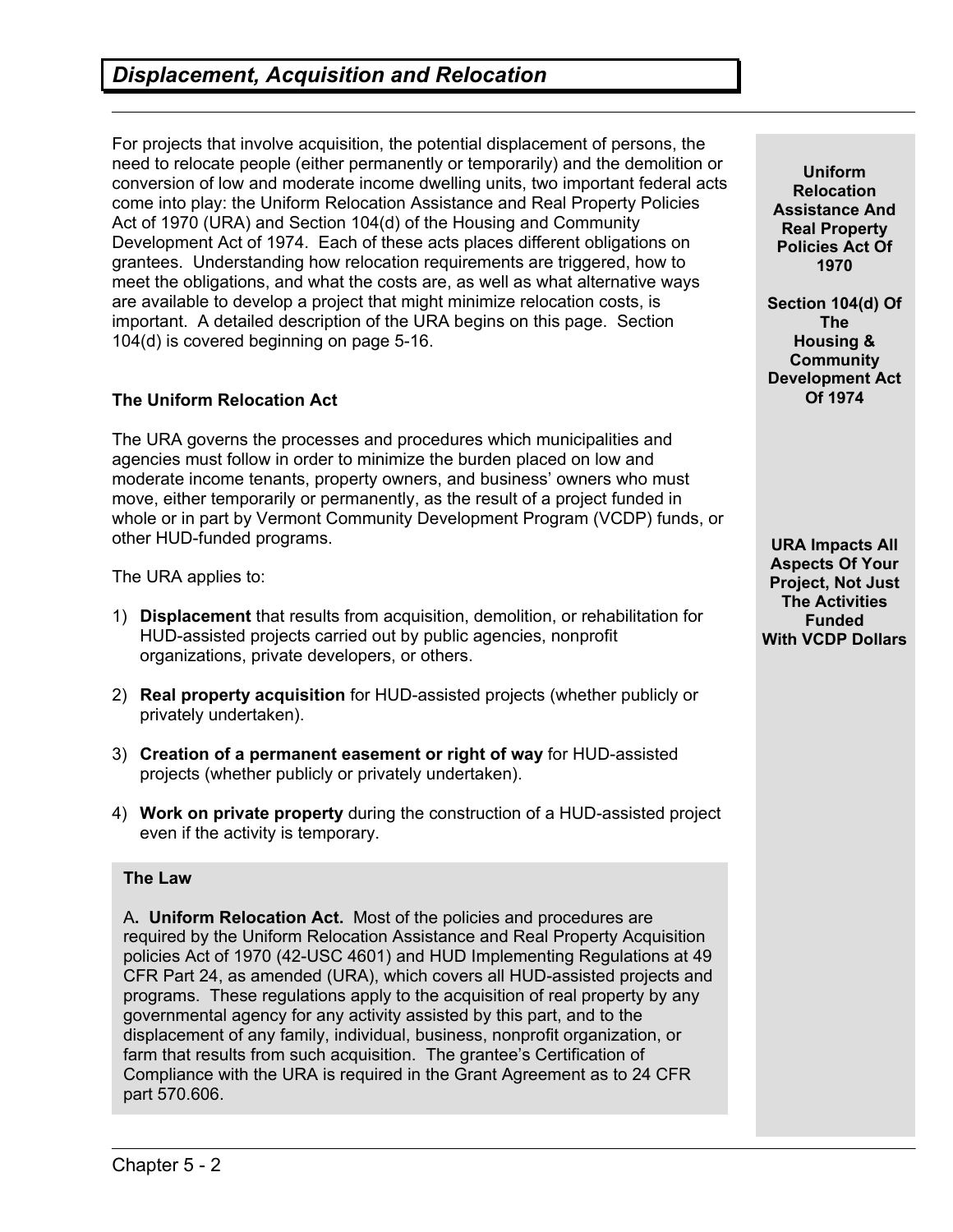## Displacement, Acquisition and Relocation

For projects that involve acquisition, the potential displacement of persons, the need to relocate people (either permanently or temporarily) and the demolition or conversion of low and moderate income dwelling units, two important federal acts come into play: the Uniform Relocation Assistance and Real Property Policies Act of 1970 (URA) and Section 104(d) of the Housing and Community Development Act of 1974. Each of these acts places different obligations on grantees. Understanding how relocation requirements are triggered, how to meet the obligations, and what the costs are, as well as what alternative ways are available to develop a project that might minimize relocation costs, is important. A detailed description of the URA begins on this page. Section 104(d) is covered beginning on page 5-16.

**Uniform Relocation Assistance And Real Property Policies Act Of 1970**

**Section 104(d) Of The Housing & Community Development Act Of 1974**

### The Uniform Relocation Act

The URA governs the processes and procedures which municipalities and agencies must follow in order to minimize the burden placed on low and moderate income tenants, property owners, and business' owners who must move, either temporarily or permanently, as the result of a project funded in whole or in part by Vermont Community Development Program (VCDP) funds, or other HUD-funded programs.

**URA Impacts All Aspects Of Your Project, Not Just The Activities Funded With VCDP Dollars**

The URA applies to:

1) **Displacement** that results from acquisition, demolition, or rehabilitation for HUD-assisted projects carried out by public agencies, nonprofit organizations, private developers, or others.

2) **Real property acquisition** for HUD-assisted projects (whether publicly or privately undertaken).

3) **Creation of a permanent easement or right of way** for HUD-assisted projects (whether publicly or privately undertaken).

4) **Work on private property** during the construction of a HUD-assisted project even if the activity is temporary.

**The Law**

A**. Uniform Relocation Act.** Most of the policies and procedures are required by the Uniform Relocation Assistance and Real Property Acquisition policies Act of 1970 (42-USC 4601) and HUD Implementing Regulations at 49 CFR Part 24, as amended (URA), which covers all HUD-assisted projects and programs. These regulations apply to the acquisition of real property by any governmental agency for any activity assisted by this part, and to the displacement of any family, individual, business, nonprofit organization, or farm that results from such acquisition. The grantee's Certification of Compliance with the URA is required in the Grant Agreement as to 24 CFR part 570.606.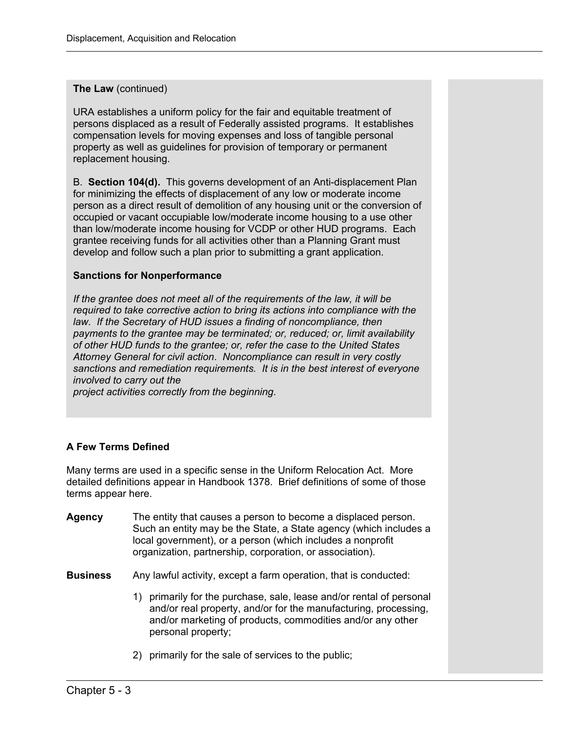**The Law** (continued)

URA establishes a uniform policy for the fair and equitable treatment of persons displaced as a result of Federally assisted programs. It establishes compensation levels for moving expenses and loss of tangible personal property as well as guidelines for provision of temporary or permanent replacement housing.

B. **Section 104(d).** This governs development of an Anti-displacement Plan for minimizing the effects of displacement of any low or moderate income person as a direct result of demolition of any housing unit or the conversion of occupied or vacant occupiable low/moderate income housing to a use other than low/moderate income housing for VCDP or other HUD programs. Each grantee receiving funds for all activities other than a Planning Grant must develop and follow such a plan prior to submitting a grant application.

**Sanctions for Nonperformance**

*If the grantee does not meet all of the requirements of the law, it will be required to take corrective action to bring its actions into compliance with the law. If the Secretary of HUD issues a finding of noncompliance, then payments to the grantee may be terminated; or, reduced; or, limit availability of other HUD funds to the grantee; or, refer the case to the United States Attorney General for civil action. Noncompliance can result in very costly sanctions and remediation requirements. It is in the best interest of everyone involved to carry out the project activities correctly from the beginning.*

### A Few Terms Defined

Many terms are used in a specific sense in the Uniform Relocation Act. More detailed definitions appear in Handbook 1378. Brief definitions of some of those terms appear here.

**Agency** The entity that causes a person to become a displaced person. Such an entity may be the State, a State agency (which includes a local government), or a person (which includes a nonprofit organization, partnership, corporation, or association).

**Business** Any lawful activity, except a farm operation, that is conducted:

1) primarily for the purchase, sale, lease and/or rental of personal and/or real property, and/or for the manufacturing, processing, and/or marketing of products, commodities and/or any other personal property;

2) primarily for the sale of services to the public;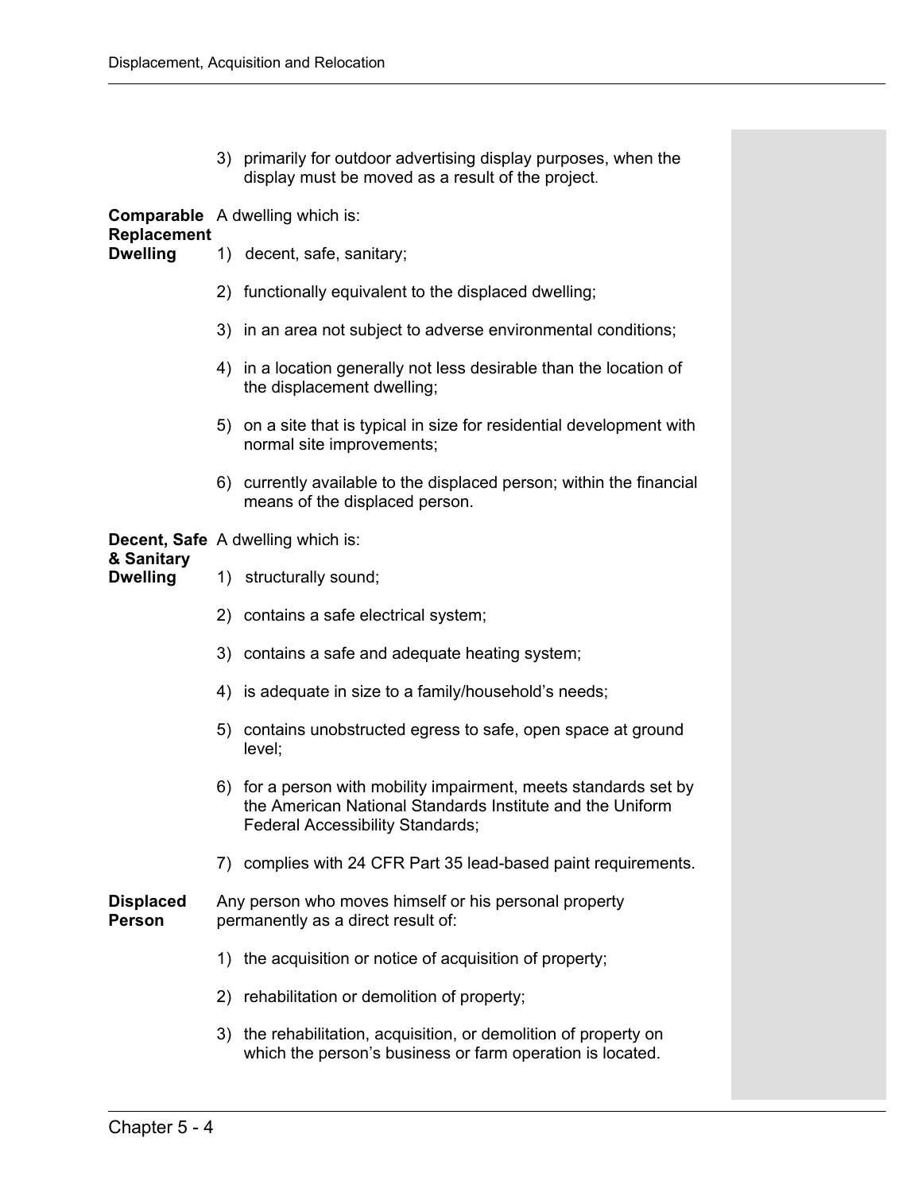3) primarily for outdoor advertising display purposes, when the display must be moved as a result of the project.

**Comparable Replacement Dwelling** A dwelling which is:

1) decent, safe, sanitary;

2) functionally equivalent to the displaced dwelling;

3) in an area not subject to adverse environmental conditions;

4) in a location generally not less desirable than the location of the displacement dwelling;

5) on a site that is typical in size for residential development with normal site improvements;

6) currently available to the displaced person; within the financial means of the displaced person.

**Decent, Safe & Sanitary Dwelling** A dwelling which is:

1) structurally sound;

2) contains a safe electrical system;

3) contains a safe and adequate heating system;

4) is adequate in size to a family/household's needs;

5) contains unobstructed egress to safe, open space at ground level;

6) for a person with mobility impairment, meets standards set by the American National Standards Institute and the Uniform Federal Accessibility Standards;

7) complies with 24 CFR Part 35 lead-based paint requirements.

**Displaced Person** Any person who moves himself or his personal property permanently as a direct result of:

1) the acquisition or notice of acquisition of property;

2) rehabilitation or demolition of property;

3) the rehabilitation, acquisition, or demolition of property on which the person's business or farm operation is located.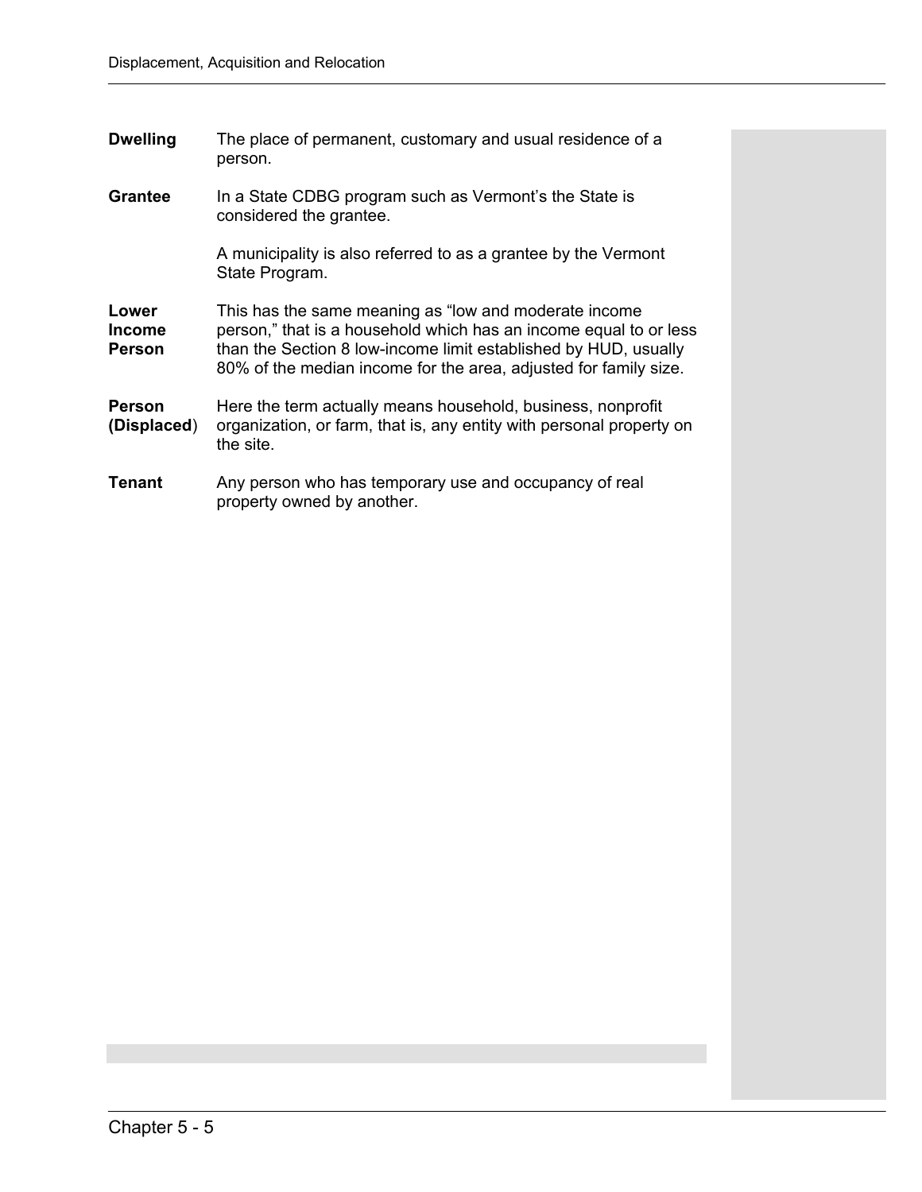**Dwelling** The place of permanent, customary and usual residence of a person.

**Grantee** In a State CDBG program such as Vermont's the State is considered the grantee.

A municipality is also referred to as a grantee by the Vermont State Program.

**Lower Income Person** This has the same meaning as "low and moderate income person," that is a household which has an income equal to or less than the Section 8 low-income limit established by HUD, usually 80% of the median income for the area, adjusted for family size.

**Person (Displaced)** Here the term actually means household, business, nonprofit organization, or farm, that is, any entity with personal property on the site.

**Tenant** Any person who has temporary use and occupancy of real property owned by another.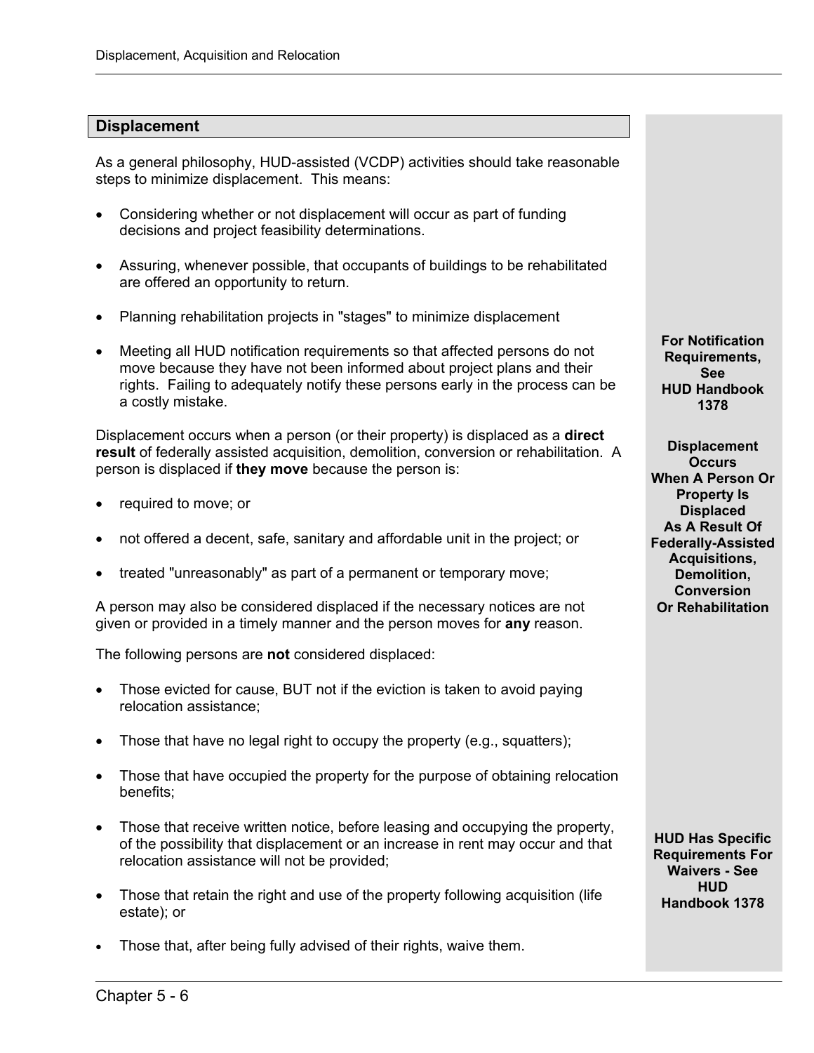## Displacement

As a general philosophy, HUD-assisted (VCDP) activities should take reasonable steps to minimize displacement. This means:

- Considering whether or not displacement will occur as part of funding decisions and project feasibility determinations.
- Assuring, whenever possible, that occupants of buildings to be rehabilitated are offered an opportunity to return.
- Planning rehabilitation projects in "stages" to minimize displacement
- Meeting all HUD notification requirements so that affected persons do not move because they have not been informed about project plans and their rights. Failing to adequately notify these persons early in the process can be a costly mistake.

**For Notification Requirements, See HUD Handbook 1378**

Displacement occurs when a person (or their property) is displaced as a **direct result** of federally assisted acquisition, demolition, conversion or rehabilitation. A person is displaced if **they move** because the person is:

**Displacement Occurs When A Person Or Property Is Displaced As A Result Of Federally-Assisted Acquisitions, Demolition, Conversion Or Rehabilitation**

- required to move; or
- not offered a decent, safe, sanitary and affordable unit in the project; or
- treated "unreasonably" as part of a permanent or temporary move;

A person may also be considered displaced if the necessary notices are not given or provided in a timely manner and the person moves for **any** reason.

The following persons are **not** considered displaced:

- Those evicted for cause, BUT not if the eviction is taken to avoid paying relocation assistance;
- Those that have no legal right to occupy the property (e.g., squatters);
- Those that have occupied the property for the purpose of obtaining relocation benefits;
- Those that receive written notice, before leasing and occupying the property, of the possibility that displacement or an increase in rent may occur and that relocation assistance will not be provided;
- Those that retain the right and use of the property following acquisition (life estate); or
- Those that, after being fully advised of their rights, waive them.

**HUD Has Specific Requirements For Waivers - See HUD Handbook 1378**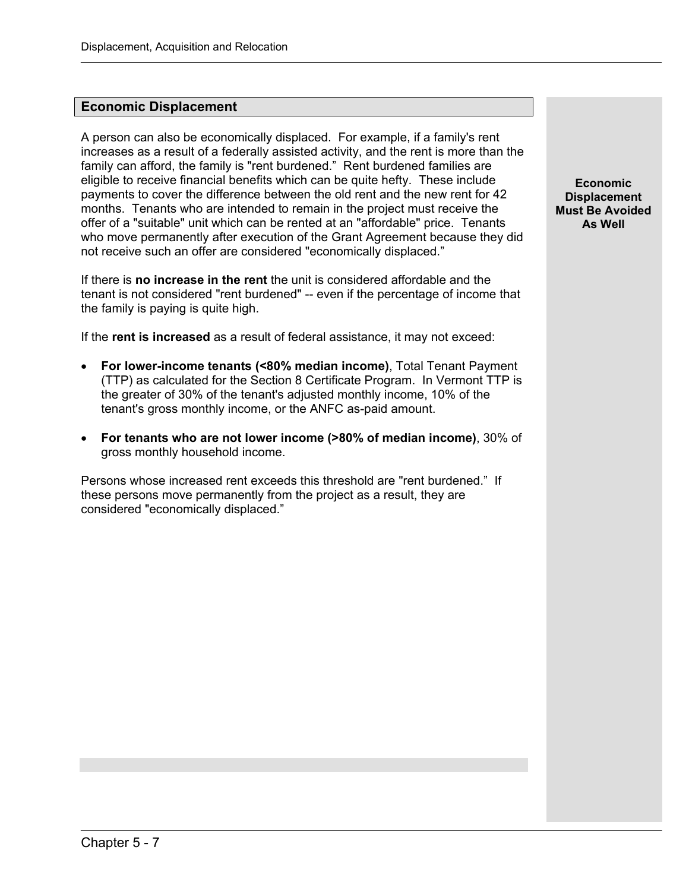## Economic Displacement

**Economic Displacement Must Be Avoided As Well**

A person can also be economically displaced. For example, if a family's rent increases as a result of a federally assisted activity, and the rent is more than the family can afford, the family is "rent burdened." Rent burdened families are eligible to receive financial benefits which can be quite hefty. These include payments to cover the difference between the old rent and the new rent for 42 months. Tenants who are intended to remain in the project must receive the offer of a "suitable" unit which can be rented at an "affordable" price. Tenants who move permanently after execution of the Grant Agreement because they did not receive such an offer are considered "economically displaced."

If there is **no increase in the rent** the unit is considered affordable and the tenant is not considered "rent burdened" -- even if the percentage of income that the family is paying is quite high.

If the **rent is increased** as a result of federal assistance, it may not exceed:

- **For lower-income tenants (<80% median income)**, Total Tenant Payment (TTP) as calculated for the Section 8 Certificate Program. In Vermont TTP is the greater of 30% of the tenant's adjusted monthly income, 10% of the tenant's gross monthly income, or the ANFC as-paid amount.

- **For tenants who are not lower income (>80% of median income)**, 30% of gross monthly household income.

Persons whose increased rent exceeds this threshold are "rent burdened." If these persons move permanently from the project as a result, they are considered "economically displaced."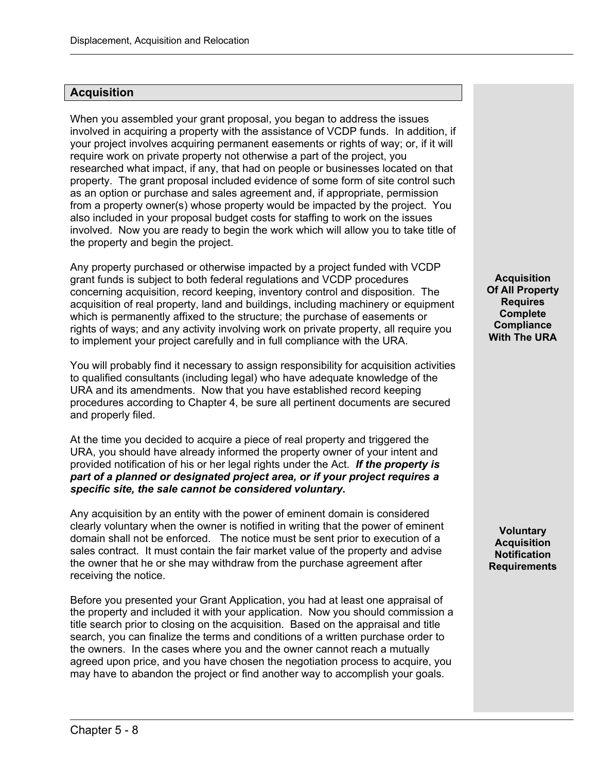## Acquisition

When you assembled your grant proposal, you began to address the issues involved in acquiring a property with the assistance of VCDP funds. In addition, if your project involves acquiring permanent easements or rights of way; or, if it will require work on private property not otherwise a part of the project, you researched what impact, if any, that had on people or businesses located on that property. The grant proposal included evidence of some form of site control such as an option or purchase and sales agreement and, if appropriate, permission from a property owner(s) whose property would be impacted by the project. You also included in your proposal budget costs for staffing to work on the issues involved. Now you are ready to begin the work which will allow you to take title of the property and begin the project.

**Acquisition Of All Property Requires Complete Compliance With The URA**

Any property purchased or otherwise impacted by a project funded with VCDP grant funds is subject to both federal regulations and VCDP procedures concerning acquisition, record keeping, inventory control and disposition. The acquisition of real property, land and buildings, including machinery or equipment which is permanently affixed to the structure; the purchase of easements or rights of ways; and any activity involving work on private property, all require you to implement your project carefully and in full compliance with the URA.

You will probably find it necessary to assign responsibility for acquisition activities to qualified consultants (including legal) who have adequate knowledge of the URA and its amendments. Now that you have established record keeping procedures according to Chapter 4, be sure all pertinent documents are secured and properly filed.

At the time you decided to acquire a piece of real property and triggered the URA, you should have already informed the property owner of your intent and provided notification of his or her legal rights under the Act. ***If the property is part of a planned or designated project area, or if your project requires a specific site, the sale cannot be considered voluntary.***

**Voluntary Acquisition Notification Requirements**

Any acquisition by an entity with the power of eminent domain is considered clearly voluntary when the owner is notified in writing that the power of eminent domain shall not be enforced. The notice must be sent prior to execution of a sales contract. It must contain the fair market value of the property and advise the owner that he or she may withdraw from the purchase agreement after receiving the notice.

Before you presented your Grant Application, you had at least one appraisal of the property and included it with your application. Now you should commission a title search prior to closing on the acquisition. Based on the appraisal and title search, you can finalize the terms and conditions of a written purchase order to the owners. In the cases where you and the owner cannot reach a mutually agreed upon price, and you have chosen the negotiation process to acquire, you may have to abandon the project or find another way to accomplish your goals.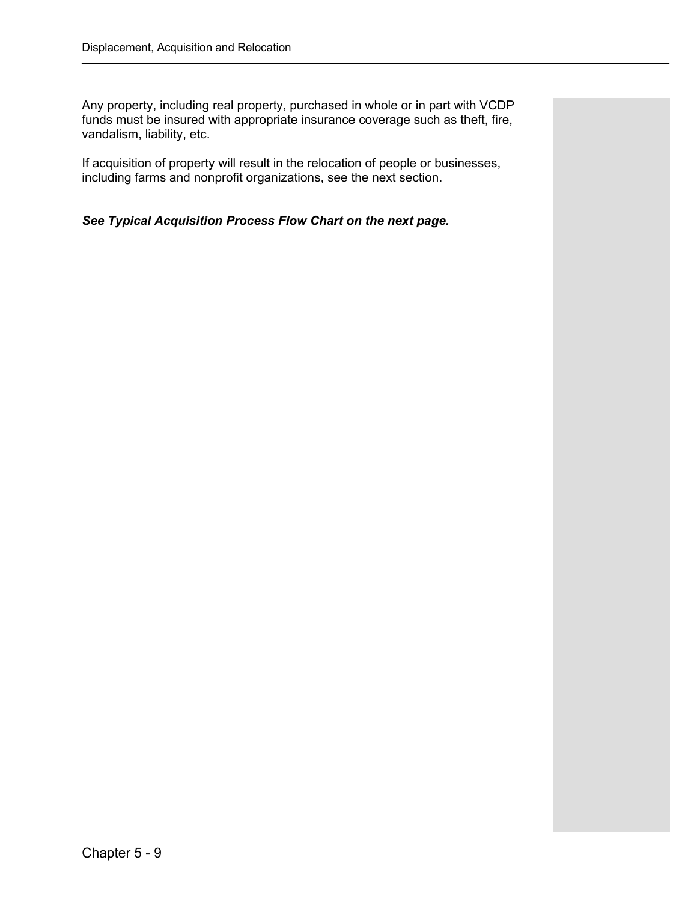Any property, including real property, purchased in whole or in part with VCDP funds must be insured with appropriate insurance coverage such as theft, fire, vandalism, liability, etc.

If acquisition of property will result in the relocation of people or businesses, including farms and nonprofit organizations, see the next section.

***See Typical Acquisition Process Flow Chart on the next page.***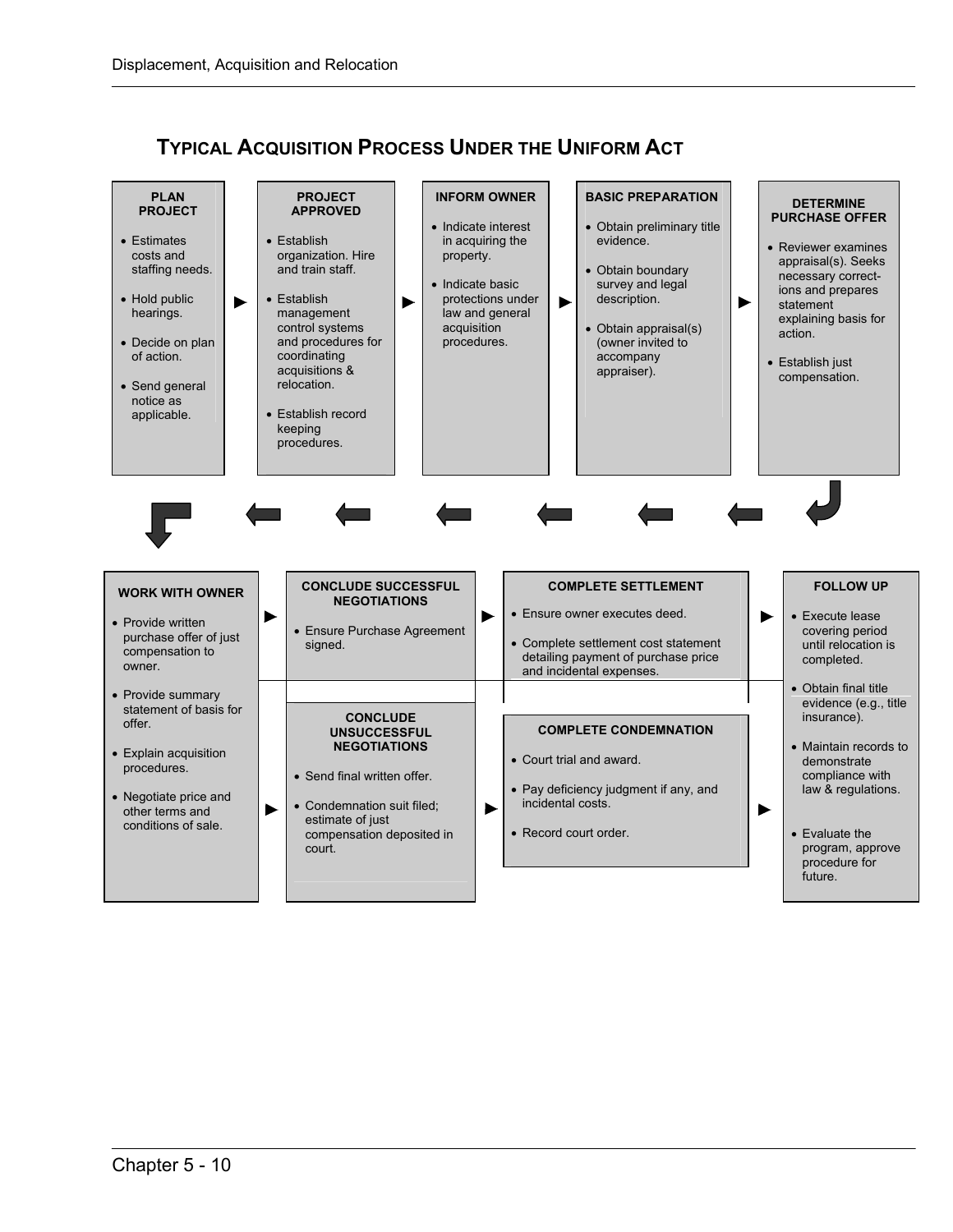## Typical Acquisition Process Under the Uniform Act

### Plan Project

- Estimates costs and staffing needs.
- Hold public hearings.
- Decide on plan of action.
- Send general notice as applicable.

### Project Approved

- Establish organization. Hire and train staff.
- Establish management control systems and procedures for coordinating acquisitions & relocation.
- Establish record keeping procedures.

### Inform Owner

- Indicate interest in acquiring the property.
- Indicate basic protections under law and general acquisition procedures.

### Basic Preparation

- Obtain preliminary title evidence.
- Obtain boundary survey and legal description.
- Obtain appraisal(s) (owner invited to accompany appraiser).

### Determine Purchase Offer

- Reviewer examines appraisal(s). Seeks necessary corrections and prepares statement explaining basis for action.
- Establish just compensation.

### Work With Owner

- Provide written purchase offer of just compensation to owner.
- Provide summary statement of basis for offer.
- Explain acquisition procedures.
- Negotiate price and other terms and conditions of sale.

### Conclude Successful Negotiations

- Ensure Purchase Agreement signed.

### Complete Settlement

- Ensure owner executes deed.
- Complete settlement cost statement detailing payment of purchase price and incidental expenses.

### Conclude Unsuccessful Negotiations

- Send final written offer.
- Condemnation suit filed; estimate of just compensation deposited in court.

### Complete Condemnation

- Court trial and award.
- Pay deficiency judgment if any, and incidental costs.
- Record court order.

### Follow Up

- Execute lease covering period until relocation is completed.
- Obtain final title evidence (e.g., title insurance).
- Maintain records to demonstrate compliance with law & regulations.
- Evaluate the program, approve procedure for future.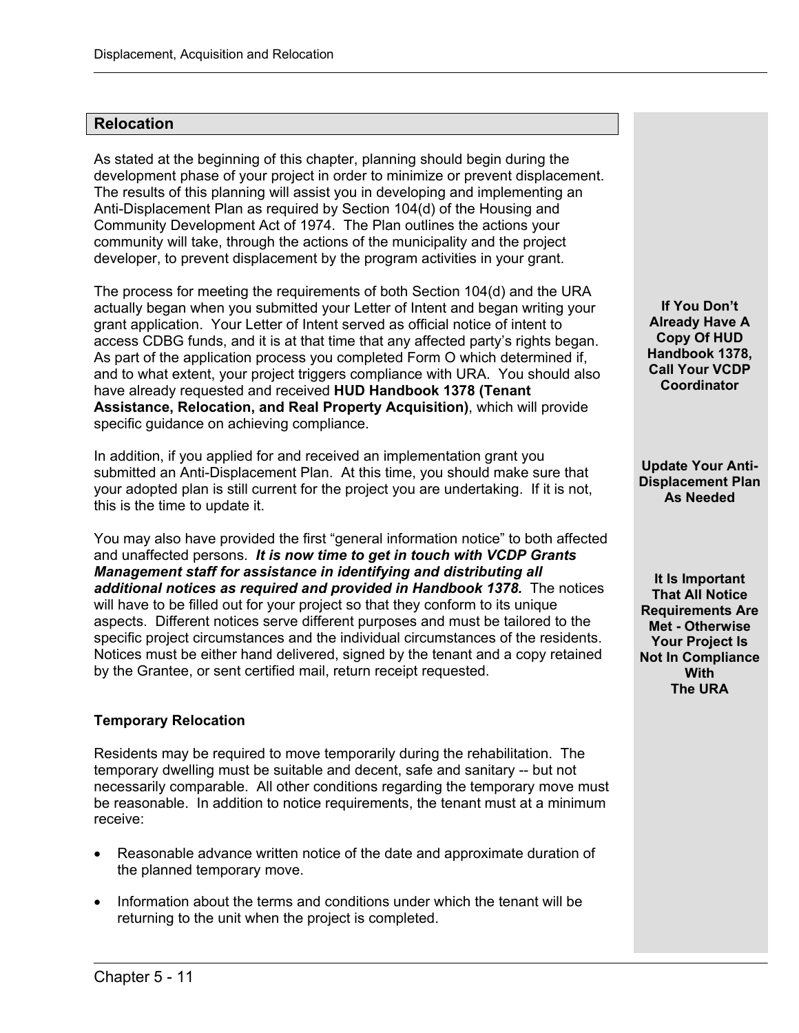## Relocation

As stated at the beginning of this chapter, planning should begin during the development phase of your project in order to minimize or prevent displacement. The results of this planning will assist you in developing and implementing an Anti-Displacement Plan as required by Section 104(d) of the Housing and Community Development Act of 1974. The Plan outlines the actions your community will take, through the actions of the municipality and the project developer, to prevent displacement by the program activities in your grant.

The process for meeting the requirements of both Section 104(d) and the URA actually began when you submitted your Letter of Intent and began writing your grant application. Your Letter of Intent served as official notice of intent to access CDBG funds, and it is at that time that any affected party's rights began. As part of the application process you completed Form O which determined if, and to what extent, your project triggers compliance with URA. You should also have already requested and received **HUD Handbook 1378 (Tenant Assistance, Relocation, and Real Property Acquisition)**, which will provide specific guidance on achieving compliance.

**If You Don't Already Have A Copy Of HUD Handbook 1378, Call Your VCDP Coordinator**

In addition, if you applied for and received an implementation grant you submitted an Anti-Displacement Plan. At this time, you should make sure that your adopted plan is still current for the project you are undertaking. If it is not, this is the time to update it.

**Update Your Anti-Displacement Plan As Needed**

You may also have provided the first "general information notice" to both affected and unaffected persons. ***It is now time to get in touch with VCDP Grants Management staff for assistance in identifying and distributing all additional notices as required and provided in Handbook 1378.*** The notices will have to be filled out for your project so that they conform to its unique aspects. Different notices serve different purposes and must be tailored to the specific project circumstances and the individual circumstances of the residents. Notices must be either hand delivered, signed by the tenant and a copy retained by the Grantee, or sent certified mail, return receipt requested.

**It Is Important That All Notice Requirements Are Met - Otherwise Your Project Is Not In Compliance With The URA**

### Temporary Relocation

Residents may be required to move temporarily during the rehabilitation. The temporary dwelling must be suitable and decent, safe and sanitary -- but not necessarily comparable. All other conditions regarding the temporary move must be reasonable. In addition to notice requirements, the tenant must at a minimum receive:

- Reasonable advance written notice of the date and approximate duration of the planned temporary move.
- Information about the terms and conditions under which the tenant will be returning to the unit when the project is completed.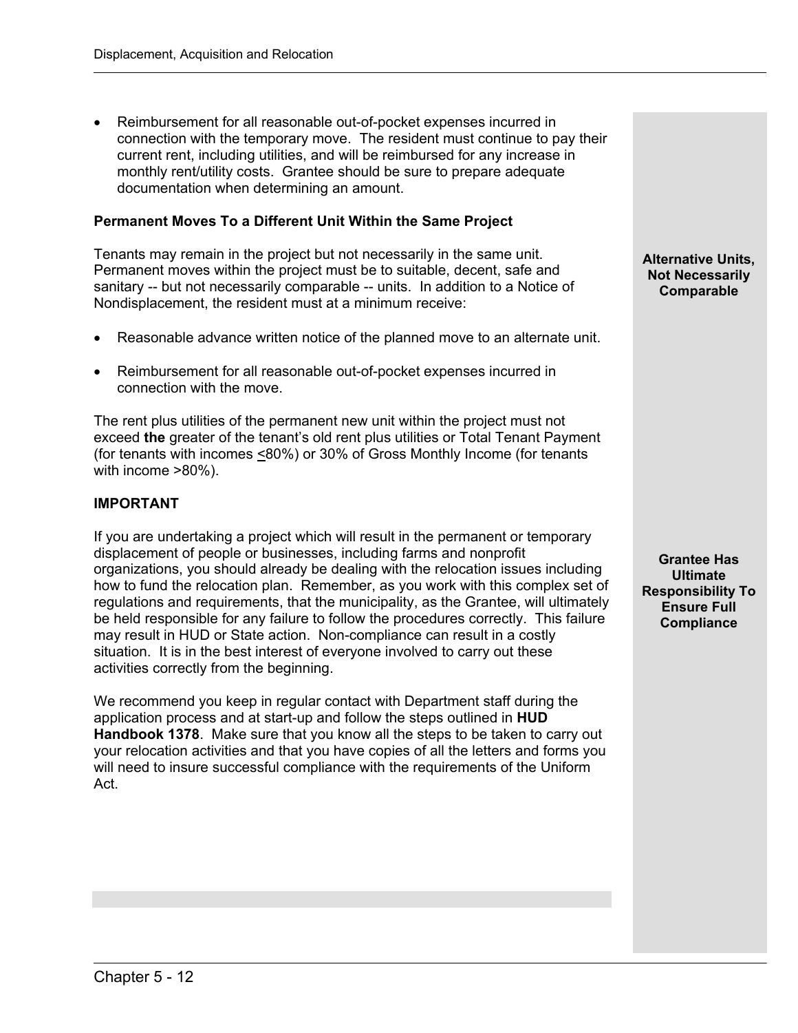- Reimbursement for all reasonable out-of-pocket expenses incurred in connection with the temporary move. The resident must continue to pay their current rent, including utilities, and will be reimbursed for any increase in monthly rent/utility costs. Grantee should be sure to prepare adequate documentation when determining an amount.

### Permanent Moves To a Different Unit Within the Same Project

**Alternative Units, Not Necessarily Comparable**

Tenants may remain in the project but not necessarily in the same unit. Permanent moves within the project must be to suitable, decent, safe and sanitary -- but not necessarily comparable -- units. In addition to a Notice of Nondisplacement, the resident must at a minimum receive:

- Reasonable advance written notice of the planned move to an alternate unit.

- Reimbursement for all reasonable out-of-pocket expenses incurred in connection with the move.

The rent plus utilities of the permanent new unit within the project must not exceed **the** greater of the tenant's old rent plus utilities or Total Tenant Payment (for tenants with incomes ≤80%) or 30% of Gross Monthly Income (for tenants with income >80%).

### IMPORTANT

**Grantee Has Ultimate Responsibility To Ensure Full Compliance**

If you are undertaking a project which will result in the permanent or temporary displacement of people or businesses, including farms and nonprofit organizations, you should already be dealing with the relocation issues including how to fund the relocation plan. Remember, as you work with this complex set of regulations and requirements, that the municipality, as the Grantee, will ultimately be held responsible for any failure to follow the procedures correctly. This failure may result in HUD or State action. Non-compliance can result in a costly situation. It is in the best interest of everyone involved to carry out these activities correctly from the beginning.

We recommend you keep in regular contact with Department staff during the application process and at start-up and follow the steps outlined in **HUD Handbook 1378**. Make sure that you know all the steps to be taken to carry out your relocation activities and that you have copies of all the letters and forms you will need to insure successful compliance with the requirements of the Uniform Act.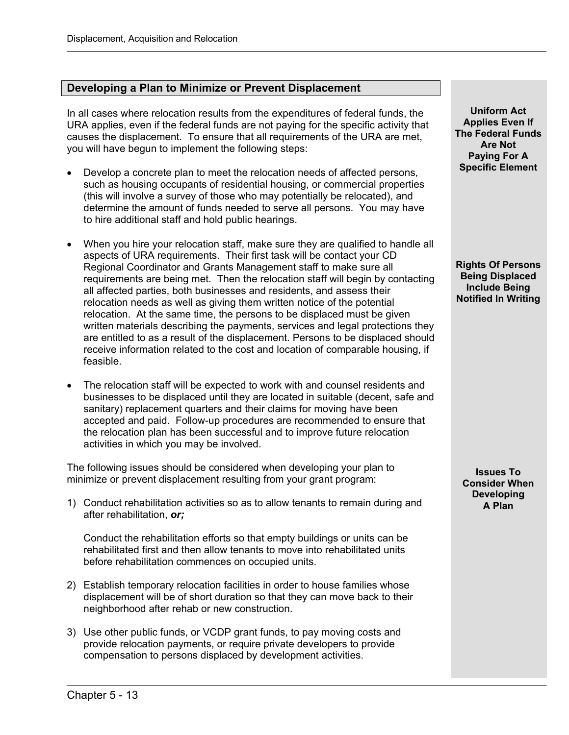## Developing a Plan to Minimize or Prevent Displacement

**Uniform Act Applies Even If The Federal Funds Are Not Paying For A Specific Element**

In all cases where relocation results from the expenditures of federal funds, the URA applies, even if the federal funds are not paying for the specific activity that causes the displacement. To ensure that all requirements of the URA are met, you will have begun to implement the following steps:

- Develop a concrete plan to meet the relocation needs of affected persons, such as housing occupants of residential housing, or commercial properties (this will involve a survey of those who may potentially be relocated), and determine the amount of funds needed to serve all persons. You may have to hire additional staff and hold public hearings.

**Rights Of Persons Being Displaced Include Being Notified In Writing**

- When you hire your relocation staff, make sure they are qualified to handle all aspects of URA requirements. Their first task will be contact your CD Regional Coordinator and Grants Management staff to make sure all requirements are being met. Then the relocation staff will begin by contacting all affected parties, both businesses and residents, and assess their relocation needs as well as giving them written notice of the potential relocation. At the same time, the persons to be displaced must be given written materials describing the payments, services and legal protections they are entitled to as a result of the displacement. Persons to be displaced should receive information related to the cost and location of comparable housing, if feasible.

- The relocation staff will be expected to work with and counsel residents and businesses to be displaced until they are located in suitable (decent, safe and sanitary) replacement quarters and their claims for moving have been accepted and paid. Follow-up procedures are recommended to ensure that the relocation plan has been successful and to improve future relocation activities in which you may be involved.

**Issues To Consider When Developing A Plan**

The following issues should be considered when developing your plan to minimize or prevent displacement resulting from your grant program:

1) Conduct rehabilitation activities so as to allow tenants to remain during and after rehabilitation, ***or;***

   Conduct the rehabilitation efforts so that empty buildings or units can be rehabilitated first and then allow tenants to move into rehabilitated units before rehabilitation commences on occupied units.

2) Establish temporary relocation facilities in order to house families whose displacement will be of short duration so that they can move back to their neighborhood after rehab or new construction.

3) Use other public funds, or VCDP grant funds, to pay moving costs and provide relocation payments, or require private developers to provide compensation to persons displaced by development activities.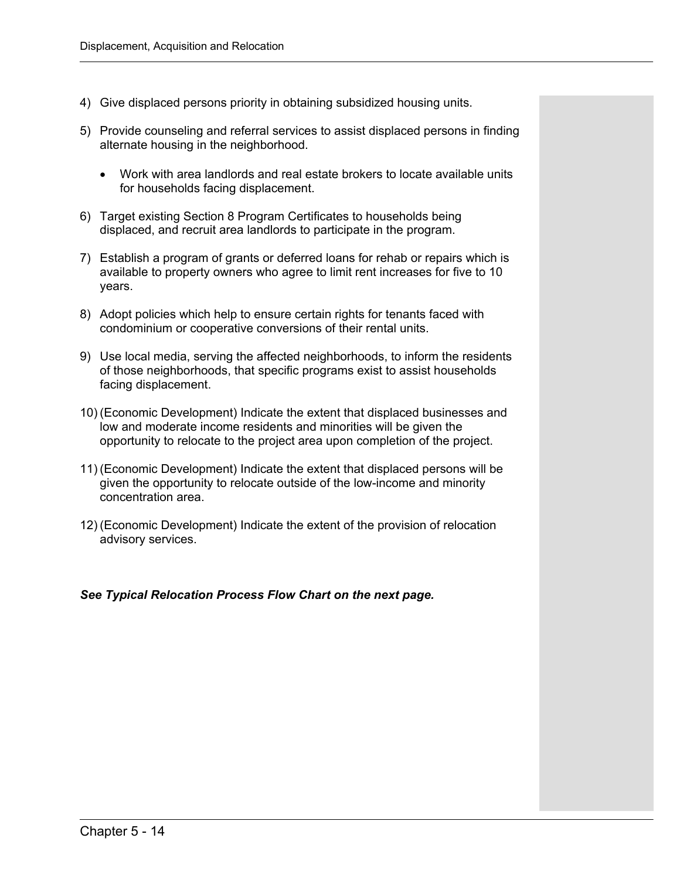4) Give displaced persons priority in obtaining subsidized housing units.

5) Provide counseling and referral services to assist displaced persons in finding alternate housing in the neighborhood.

    - Work with area landlords and real estate brokers to locate available units for households facing displacement.

6) Target existing Section 8 Program Certificates to households being displaced, and recruit area landlords to participate in the program.

7) Establish a program of grants or deferred loans for rehab or repairs which is available to property owners who agree to limit rent increases for five to 10 years.

8) Adopt policies which help to ensure certain rights for tenants faced with condominium or cooperative conversions of their rental units.

9) Use local media, serving the affected neighborhoods, to inform the residents of those neighborhoods, that specific programs exist to assist households facing displacement.

10) (Economic Development) Indicate the extent that displaced businesses and low and moderate income residents and minorities will be given the opportunity to relocate to the project area upon completion of the project.

11) (Economic Development) Indicate the extent that displaced persons will be given the opportunity to relocate outside of the low-income and minority concentration area.

12) (Economic Development) Indicate the extent of the provision of relocation advisory services.

***See Typical Relocation Process Flow Chart on the next page.***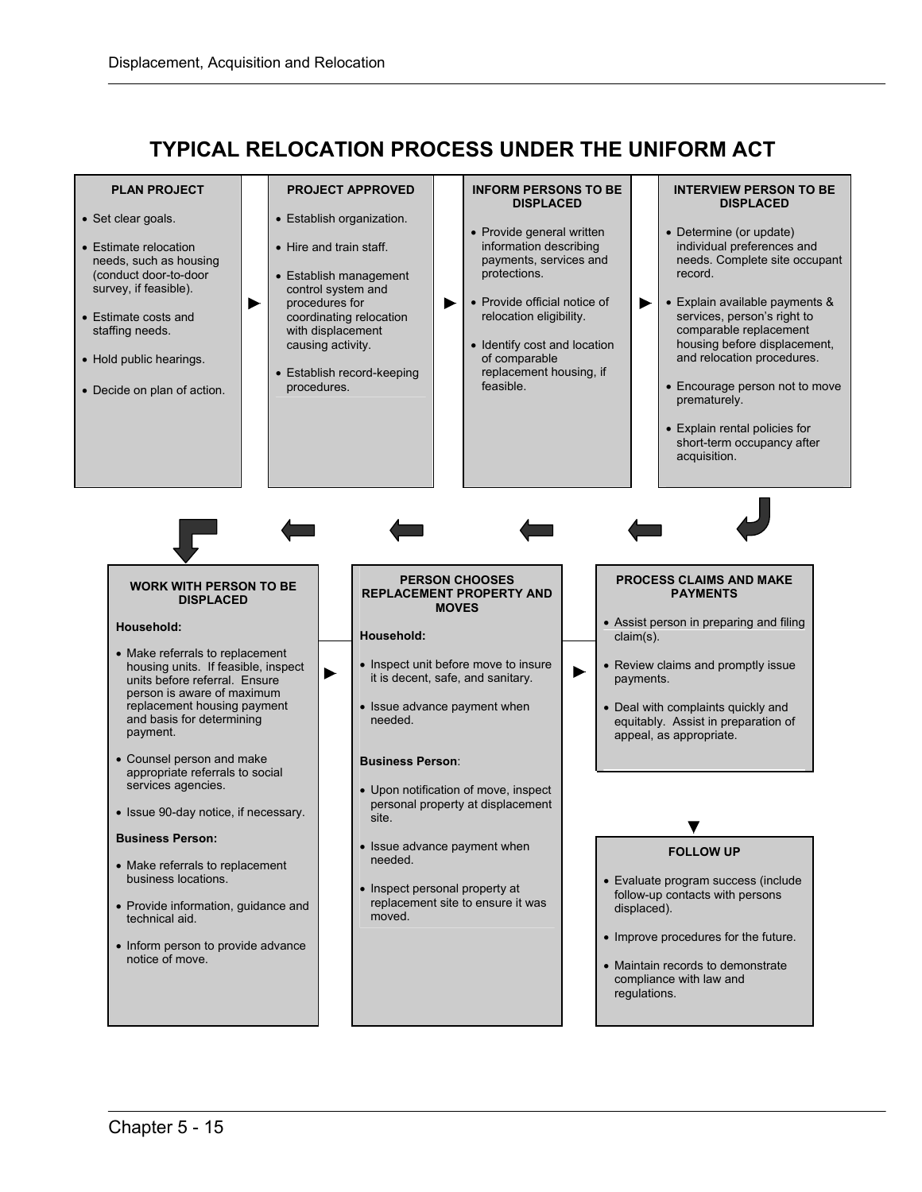# TYPICAL RELOCATION PROCESS UNDER THE UNIFORM ACT

### PLAN PROJECT

- Set clear goals.
- Estimate relocation needs, such as housing (conduct door-to-door survey, if feasible).
- Estimate costs and staffing needs.
- Hold public hearings.
- Decide on plan of action.

### PROJECT APPROVED

- Establish organization.
- Hire and train staff.
- Establish management control system and procedures for coordinating relocation with displacement causing activity.
- Establish record-keeping procedures.

### INFORM PERSONS TO BE DISPLACED

- Provide general written information describing payments, services and protections.
- Provide official notice of relocation eligibility.
- Identify cost and location of comparable replacement housing, if feasible.

### INTERVIEW PERSON TO BE DISPLACED

- Determine (or update) individual preferences and needs. Complete site occupant record.
- Explain available payments & services, person's right to comparable replacement housing before displacement, and relocation procedures.
- Encourage person not to move prematurely.
- Explain rental policies for short-term occupancy after acquisition.

### WORK WITH PERSON TO BE DISPLACED

**Household:**

- Make referrals to replacement housing units. If feasible, inspect units before referral. Ensure person is aware of maximum replacement housing payment and basis for determining payment.
- Counsel person and make appropriate referrals to social services agencies.
- Issue 90-day notice, if necessary.

**Business Person:**

- Make referrals to replacement business locations.
- Provide information, guidance and technical aid.
- Inform person to provide advance notice of move.

### PERSON CHOOSES REPLACEMENT PROPERTY AND MOVES

**Household:**

- Inspect unit before move to insure it is decent, safe, and sanitary.
- Issue advance payment when needed.

**Business Person**:

- Upon notification of move, inspect personal property at displacement site.
- Issue advance payment when needed.
- Inspect personal property at replacement site to ensure it was moved.

### PROCESS CLAIMS AND MAKE PAYMENTS

- Assist person in preparing and filing claim(s).
- Review claims and promptly issue payments.
- Deal with complaints quickly and equitably. Assist in preparation of appeal, as appropriate.

### FOLLOW UP

- Evaluate program success (include follow-up contacts with persons displaced).
- Improve procedures for the future.
- Maintain records to demonstrate compliance with law and regulations.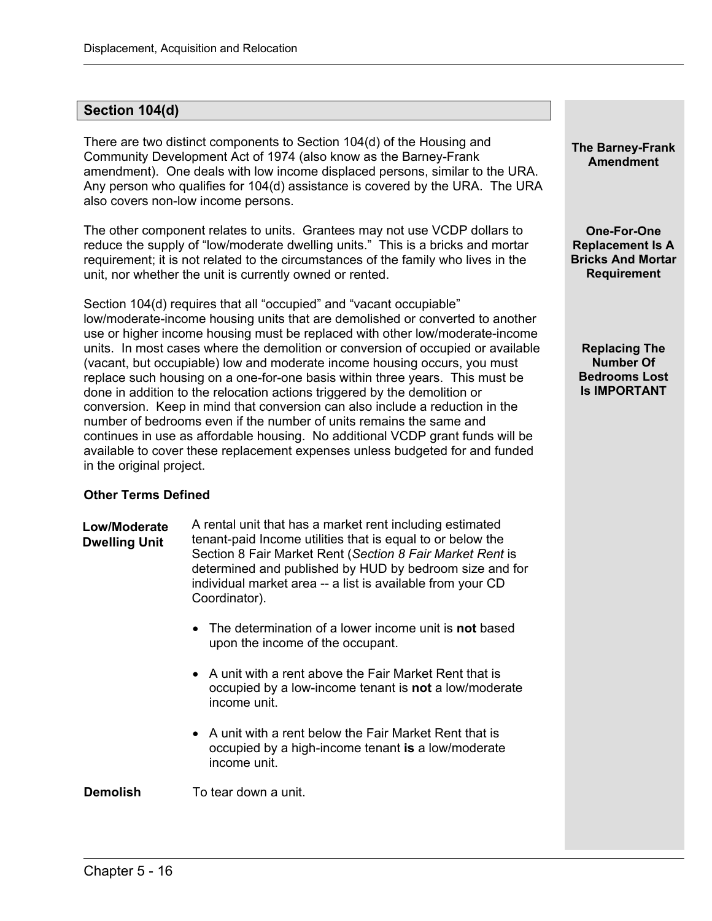## Section 104(d)

**The Barney-Frank Amendment**

There are two distinct components to Section 104(d) of the Housing and Community Development Act of 1974 (also know as the Barney-Frank amendment). One deals with low income displaced persons, similar to the URA. Any person who qualifies for 104(d) assistance is covered by the URA. The URA also covers non-low income persons.

**One-For-One Replacement Is A Bricks And Mortar Requirement**

The other component relates to units. Grantees may not use VCDP dollars to reduce the supply of "low/moderate dwelling units." This is a bricks and mortar requirement; it is not related to the circumstances of the family who lives in the unit, nor whether the unit is currently owned or rented.

**Replacing The Number Of Bedrooms Lost Is IMPORTANT**

Section 104(d) requires that all "occupied" and "vacant occupiable" low/moderate-income housing units that are demolished or converted to another use or higher income housing must be replaced with other low/moderate-income units. In most cases where the demolition or conversion of occupied or available (vacant, but occupiable) low and moderate income housing occurs, you must replace such housing on a one-for-one basis within three years. This must be done in addition to the relocation actions triggered by the demolition or conversion. Keep in mind that conversion can also include a reduction in the number of bedrooms even if the number of units remains the same and continues in use as affordable housing. No additional VCDP grant funds will be available to cover these replacement expenses unless budgeted for and funded in the original project.

### Other Terms Defined

**Low/Moderate Dwelling Unit**

A rental unit that has a market rent including estimated tenant-paid Income utilities that is equal to or below the Section 8 Fair Market Rent (*Section 8 Fair Market Rent* is determined and published by HUD by bedroom size and for individual market area -- a list is available from your CD Coordinator).

- The determination of a lower income unit is **not** based upon the income of the occupant.
- A unit with a rent above the Fair Market Rent that is occupied by a low-income tenant is **not** a low/moderate income unit.
- A unit with a rent below the Fair Market Rent that is occupied by a high-income tenant **is** a low/moderate income unit.

**Demolish**

To tear down a unit.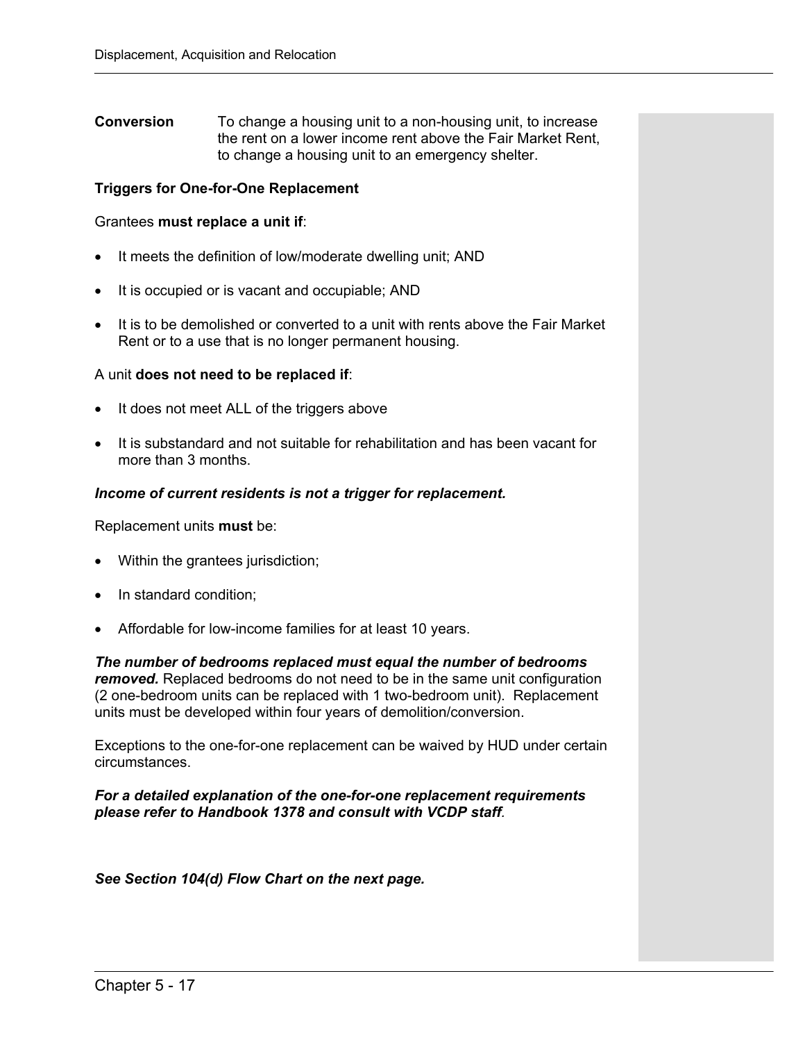**Conversion** To change a housing unit to a non-housing unit, to increase the rent on a lower income rent above the Fair Market Rent, to change a housing unit to an emergency shelter.

**Triggers for One-for-One Replacement**

Grantees **must replace a unit if**:

- It meets the definition of low/moderate dwelling unit; AND
- It is occupied or is vacant and occupiable; AND
- It is to be demolished or converted to a unit with rents above the Fair Market Rent or to a use that is no longer permanent housing.

A unit **does not need to be replaced if**:

- It does not meet ALL of the triggers above
- It is substandard and not suitable for rehabilitation and has been vacant for more than 3 months.

***Income of current residents is not a trigger for replacement.***

Replacement units **must** be:

- Within the grantees jurisdiction;
- In standard condition;
- Affordable for low-income families for at least 10 years.

***The number of bedrooms replaced must equal the number of bedrooms removed.*** Replaced bedrooms do not need to be in the same unit configuration (2 one-bedroom units can be replaced with 1 two-bedroom unit). Replacement units must be developed within four years of demolition/conversion.

Exceptions to the one-for-one replacement can be waived by HUD under certain circumstances.

***For a detailed explanation of the one-for-one replacement requirements please refer to Handbook 1378 and consult with VCDP staff.***

***See Section 104(d) Flow Chart on the next page.***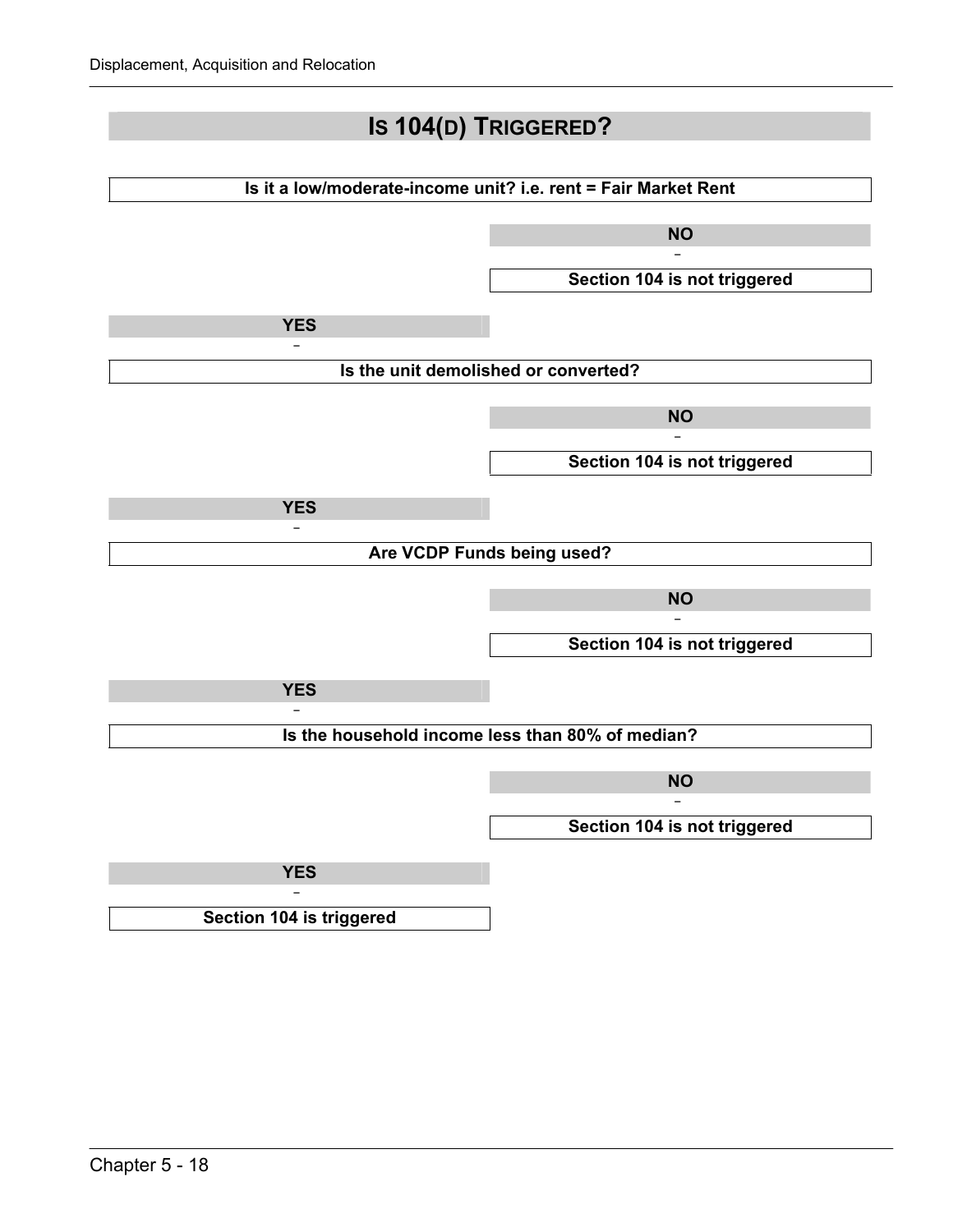# IS 104(D) TRIGGERED?

**Is it a low/moderate-income unit? i.e. rent = Fair Market Rent**

**NO**

–

**Section 104 is not triggered**

**YES**

–

**Is the unit demolished or converted?**

**NO**

–

**Section 104 is not triggered**

**YES**

–

**Are VCDP Funds being used?**

**NO**

–

**Section 104 is not triggered**

**YES**

–

**Is the household income less than 80% of median?**

**NO**

–

**Section 104 is not triggered**

**YES**

–

**Section 104 is triggered**